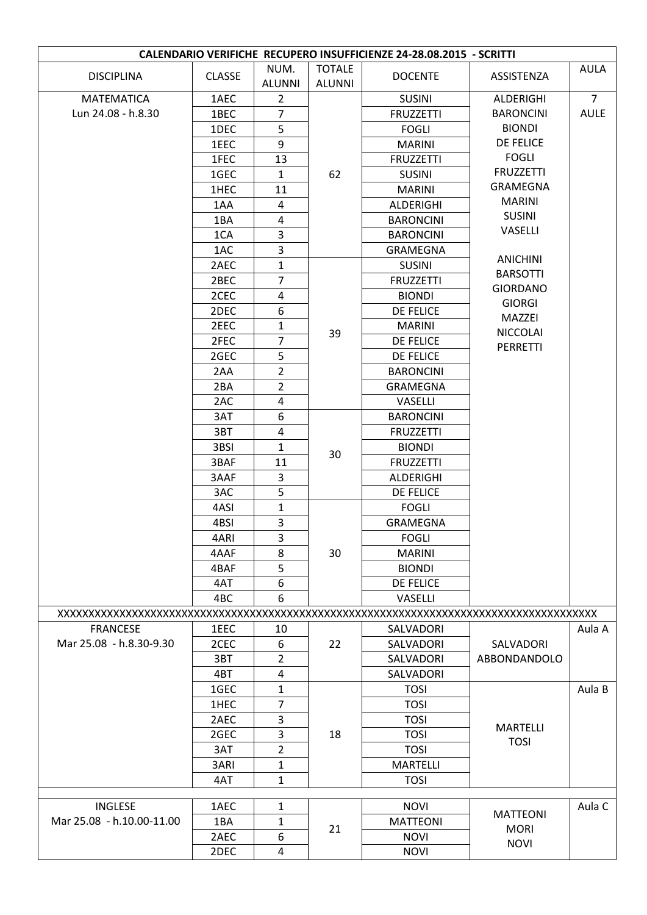| CALENDARIO VERIFICHE RECUPERO INSUFFICIENZE 24-28.08.2015 - SCRITTI | | | | | | |
|---|---|---|---|---|---|---|
| DISCIPLINA | CLASSE | NUM. ALUNNI | TOTALE ALUNNI | DOCENTE | ASSISTENZA | AULA |
| MATEMATICA Lun 24.08 - h.8.30 | 1AEC | 2 | 62 | SUSINI | ALDERIGHI BARONCINI BIONDI DE FELICE FOGLI FRUZZETTI GRAMEGNA MARINI SUSINI VASELLI ANICHINI BARSOTTI GIORDANO GIORGI MAZZEI NICCOLAI PERRETTI | 7 AULE |
| | 1BEC | 7 | | FRUZZETTI | | |
| | 1DEC | 5 | | FOGLI | | |
| | 1EEC | 9 | | MARINI | | |
| | 1FEC | 13 | | FRUZZETTI | | |
| | 1GEC | 1 | | SUSINI | | |
| | 1HEC | 11 | | MARINI | | |
| | 1AA | 4 | | ALDERIGHI | | |
| | 1BA | 4 | | BARONCINI | | |
| | 1CA | 3 | | BARONCINI | | |
| | 1AC | 3 | | GRAMEGNA | | |
| | 2AEC | 1 | 39 | SUSINI | | |
| | 2BEC | 7 | | FRUZZETTI | | |
| | 2CEC | 4 | | BIONDI | | |
| | 2DEC | 6 | | DE FELICE | | |
| | 2EEC | 1 | | MARINI | | |
| | 2FEC | 7 | | DE FELICE | | |
| | 2GEC | 5 | | DE FELICE | | |
| | 2AA | 2 | | BARONCINI | | |
| | 2BA | 2 | | GRAMEGNA | | |
| | 2AC | 4 | | VASELLI | | |
| | 3AT | 6 | 30 | BARONCINI | | |
| | 3BT | 4 | | FRUZZETTI | | |
| | 3BSI | 1 | | BIONDI | | |
| | 3BAF | 11 | | FRUZZETTI | | |
| | 3AAF | 3 | | ALDERIGHI | | |
| | 3AC | 5 | | DE FELICE | | |
| | 4ASI | 1 | 30 | FOGLI | | |
| | 4BSI | 3 | | GRAMEGNA | | |
| | 4ARI | 3 | | FOGLI | | |
| | 4AAF | 8 | | MARINI | | |
| | 4BAF | 5 | | BIONDI | | |
| | 4AT | 6 | | DE FELICE | | |
| | 4BC | 6 | | VASELLI | | |
| XXXXXXXXXXXXXXXXXXXXXXXXXXXXXXXXXXXXXXXXXXXXXXXXXXXXXXXXXXXXXXXXXXXXXXXXXXXXXXXXXXXX | | | | | | |
| FRANCESE Mar 25.08 - h.8.30-9.30 | 1EEC | 10 | 22 | SALVADORI | SALVADORI ABBONDANDOLO | Aula A |
| | 2CEC | 6 | | SALVADORI | | |
| | 3BT | 2 | | SALVADORI | | |
| | 4BT | 4 | | SALVADORI | | |
| | 1GEC | 1 | 18 | TOSI | MARTELLI TOSI | Aula B |
| | 1HEC | 7 | | TOSI | | |
| | 2AEC | 3 | | TOSI | | |
| | 2GEC | 3 | | TOSI | | |
| | 3AT | 2 | | TOSI | | |
| | 3ARI | 1 | | MARTELLI | | |
| | 4AT | 1 | | TOSI | | |
| | | | | | | |
| INGLESE Mar 25.08 - h.10.00-11.00 | 1AEC | 1 | 21 | NOVI | MATTEONI MORI NOVI | Aula C |
| | 1BA | 1 | | MATTEONI | | |
| | 2AEC | 6 | | NOVI | | |
| | 2DEC | 4 | | NOVI | | |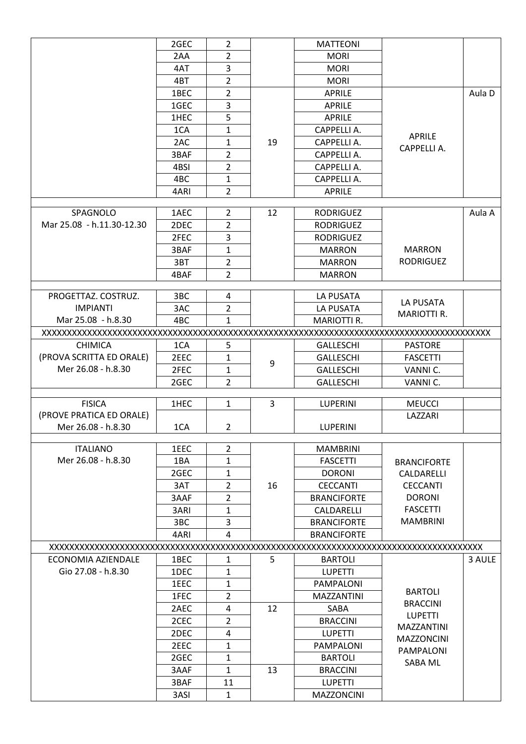| | | | | | | |
|---|---|---|---|---|---|---|
| | 2GEC | 2 | | MATTEONI | | |
| | 2AA | 2 | | MORI | | |
| | 4AT | 3 | | MORI | | |
| | 4BT | 2 | | MORI | | |
| | 1BEC | 2 | 19 | APRILE | APRILE CAPPELLI A. | Aula D |
| | 1GEC | 3 | | APRILE | | |
| | 1HEC | 5 | | APRILE | | |
| | 1CA | 1 | | CAPPELLI A. | | |
| | 2AC | 1 | | CAPPELLI A. | | |
| | 3BAF | 2 | | CAPPELLI A. | | |
| | 4BSI | 2 | | CAPPELLI A. | | |
| | 4BC | 1 | | CAPPELLI A. | | |
| | 4ARI | 2 | | APRILE | | |
| | | | | | | |
| SPAGNOLO Mar 25.08 - h.11.30-12.30 | 1AEC | 2 | 12 | RODRIGUEZ | MARRON RODRIGUEZ | Aula A |
| | 2DEC | 2 | | RODRIGUEZ | | |
| | 2FEC | 3 | | RODRIGUEZ | | |
| | 3BAF | 1 | | MARRON | | |
| | 3BT | 2 | | MARRON | | |
| | 4BAF | 2 | | MARRON | | |
| | | | | | | |
| PROGETTAZ. COSTRUZ. IMPIANTI Mar 25.08 - h.8.30 | 3BC | 4 | | LA PUSATA | LA PUSATA MARIOTTI R. | |
| | 3AC | 2 | | LA PUSATA | | |
| | 4BC | 1 | | MARIOTTI R. | | |
| XXXXXXXXXXXXXXXXXXXXXXXXXXXXXXXXXXXXXXXXXXXXXXXXXXXXXXXXXXXXXXXXXXXXXXXXXXXXXXXX | | | | | | |
| CHIMICA (PROVA SCRITTA ED ORALE) Mer 26.08 - h.8.30 | 1CA | 5 | 9 | GALLESCHI | PASTORE | |
| | 2EEC | 1 | | GALLESCHI | FASCETTI | |
| | 2FEC | 1 | | GALLESCHI | VANNI C. | |
| | 2GEC | 2 | | GALLESCHI | VANNI C. | |
| | | | | | | |
| FISICA (PROVE PRATICA ED ORALE) Mer 26.08 - h.8.30 | 1HEC | 1 | 3 | LUPERINI | MEUCCI | |
| | 1CA | 2 | | LUPERINI | LAZZARI | |
| | | | | | | |
| ITALIANO Mer 26.08 - h.8.30 | 1EEC | 2 | 16 | MAMBRINI | BRANCIFORTE CALDARELLI CECCANTI DORONI FASCETTI MAMBRINI | |
| | 1BA | 1 | | FASCETTI | | |
| | 2GEC | 1 | | DORONI | | |
| | 3AT | 2 | | CECCANTI | | |
| | 3AAF | 2 | | BRANCIFORTE | | |
| | 3ARI | 1 | | CALDARELLI | | |
| | 3BC | 3 | | BRANCIFORTE | | |
| | 4ARI | 4 | | BRANCIFORTE | | |
| XXXXXXXXXXXXXXXXXXXXXXXXXXXXXXXXXXXXXXXXXXXXXXXXXXXXXXXXXXXXXXXXXXXXXXXXXXXXXXXX | | | | | | |
| ECONOMIA AZIENDALE Gio 27.08 - h.8.30 | 1BEC | 1 | 5 | BARTOLI | BARTOLI BRACCINI LUPETTI MAZZANTINI MAZZONCINI PAMPALONI SABA ML | 3 AULE |
| | 1DEC | 1 | | LUPETTI | | |
| | 1EEC | 1 | | PAMPALONI | | |
| | 1FEC | 2 | | MAZZANTINI | | |
| | 2AEC | 4 | 12 | SABA | | |
| | 2CEC | 2 | | BRACCINI | | |
| | 2DEC | 4 | | LUPETTI | | |
| | 2EEC | 1 | | PAMPALONI | | |
| | 2GEC | 1 | | BARTOLI | | |
| | 3AAF | 1 | 13 | BRACCINI | | |
| | 3BAF | 11 | | LUPETTI | | |
| | 3ASI | 1 | | MAZZONCINI | | |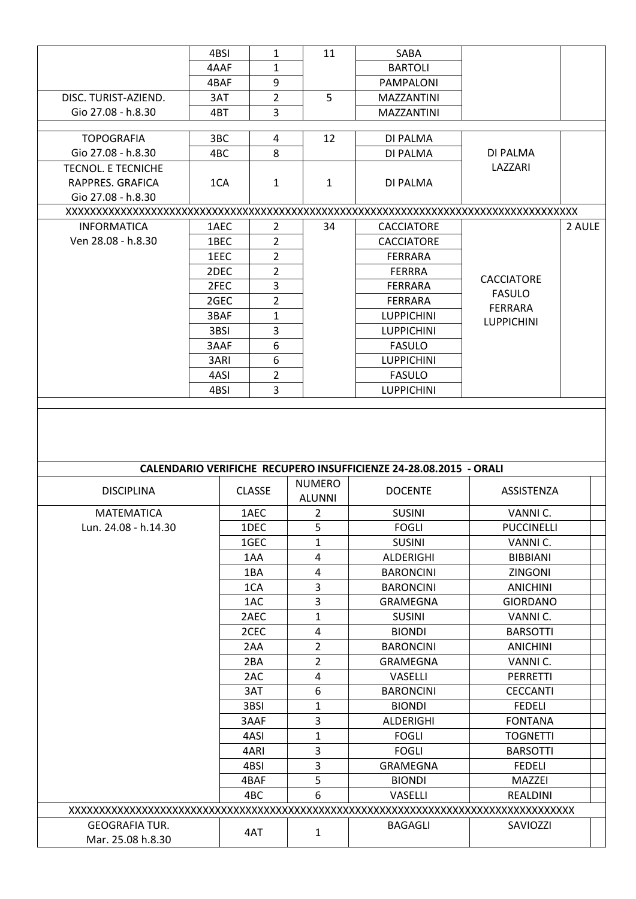| | | | | | | |
|---|---|---|---|---|---|---|
| | 4BSI | 1 | 11 | SABA | | |
| | 4AAF | 1 | | BARTOLI | | |
| | 4BAF | 9 | | PAMPALONI | | |
| DISC. TURIST-AZIEND. | 3AT | 2 | 5 | MAZZANTINI | | |
| Gio 27.08 - h.8.30 | 4BT | 3 | | MAZZANTINI | | |
| | | | | | | |
| TOPOGRAFIA | 3BC | 4 | 12 | DI PALMA | DI PALMA LAZZARI | |
| Gio 27.08 - h.8.30 | 4BC | 8 | | DI PALMA | | |
| TECNOL. E TECNICHE RAPPRES. GRAFICA Gio 27.08 - h.8.30 | 1CA | 1 | 1 | DI PALMA | | |
| XXXXXXXXXXXXXXXXXXXXXXXXXXXXXXXXXXXXXXXXXXXXXXXXXXXXXXXXXXXXXXXXXXXXXXXXXXXXXXXX | | | | | | |
| INFORMATICA | 1AEC | 2 | 34 | CACCIATORE | CACCIATORE FASULO FERRARA LUPPICHINI | 2 AULE |
| Ven 28.08 - h.8.30 | 1BEC | 2 | | CACCIATORE | | |
| | 1EEC | 2 | | FERRARA | | |
| | 2DEC | 2 | | FERRRA | | |
| | 2FEC | 3 | | FERRARA | | |
| | 2GEC | 2 | | FERRARA | | |
| | 3BAF | 1 | | LUPPICHINI | | |
| | 3BSI | 3 | | LUPPICHINI | | |
| | 3AAF | 6 | | FASULO | | |
| | 3ARI | 6 | | LUPPICHINI | | |
| | 4ASI | 2 | | FASULO | | |
| | 4BSI | 3 | | LUPPICHINI | | |

**CALENDARIO VERIFICHE RECUPERO INSUFFICIENZE 24-28.08.2015 - ORALI**

| DISCIPLINA | CLASSE | NUMERO ALUNNI | DOCENTE | ASSISTENZA | |
|---|---|---|---|---|---|
| MATEMATICA | 1AEC | 2 | SUSINI | VANNI C. | |
| Lun. 24.08 - h.14.30 | 1DEC | 5 | FOGLI | PUCCINELLI | |
| | 1GEC | 1 | SUSINI | VANNI C. | |
| | 1AA | 4 | ALDERIGHI | BIBBIANI | |
| | 1BA | 4 | BARONCINI | ZINGONI | |
| | 1CA | 3 | BARONCINI | ANICHINI | |
| | 1AC | 3 | GRAMEGNA | GIORDANO | |
| | 2AEC | 1 | SUSINI | VANNI C. | |
| | 2CEC | 4 | BIONDI | BARSOTTI | |
| | 2AA | 2 | BARONCINI | ANICHINI | |
| | 2BA | 2 | GRAMEGNA | VANNI C. | |
| | 2AC | 4 | VASELLI | PERRETTI | |
| | 3AT | 6 | BARONCINI | CECCANTI | |
| | 3BSI | 1 | BIONDI | FEDELI | |
| | 3AAF | 3 | ALDERIGHI | FONTANA | |
| | 4ASI | 1 | FOGLI | TOGNETTI | |
| | 4ARI | 3 | FOGLI | BARSOTTI | |
| | 4BSI | 3 | GRAMEGNA | FEDELI | |
| | 4BAF | 5 | BIONDI | MAZZEI | |
| | 4BC | 6 | VASELLI | REALDINI | |
| XXXXXXXXXXXXXXXXXXXXXXXXXXXXXXXXXXXXXXXXXXXXXXXXXXXXXXXXXXXXXXXXXXXXXXXXXXXXXXXX | | | | | |
| GEOGRAFIA TUR. Mar. 25.08 h.8.30 | 4AT | 1 | BAGAGLI | SAVIOZZI | |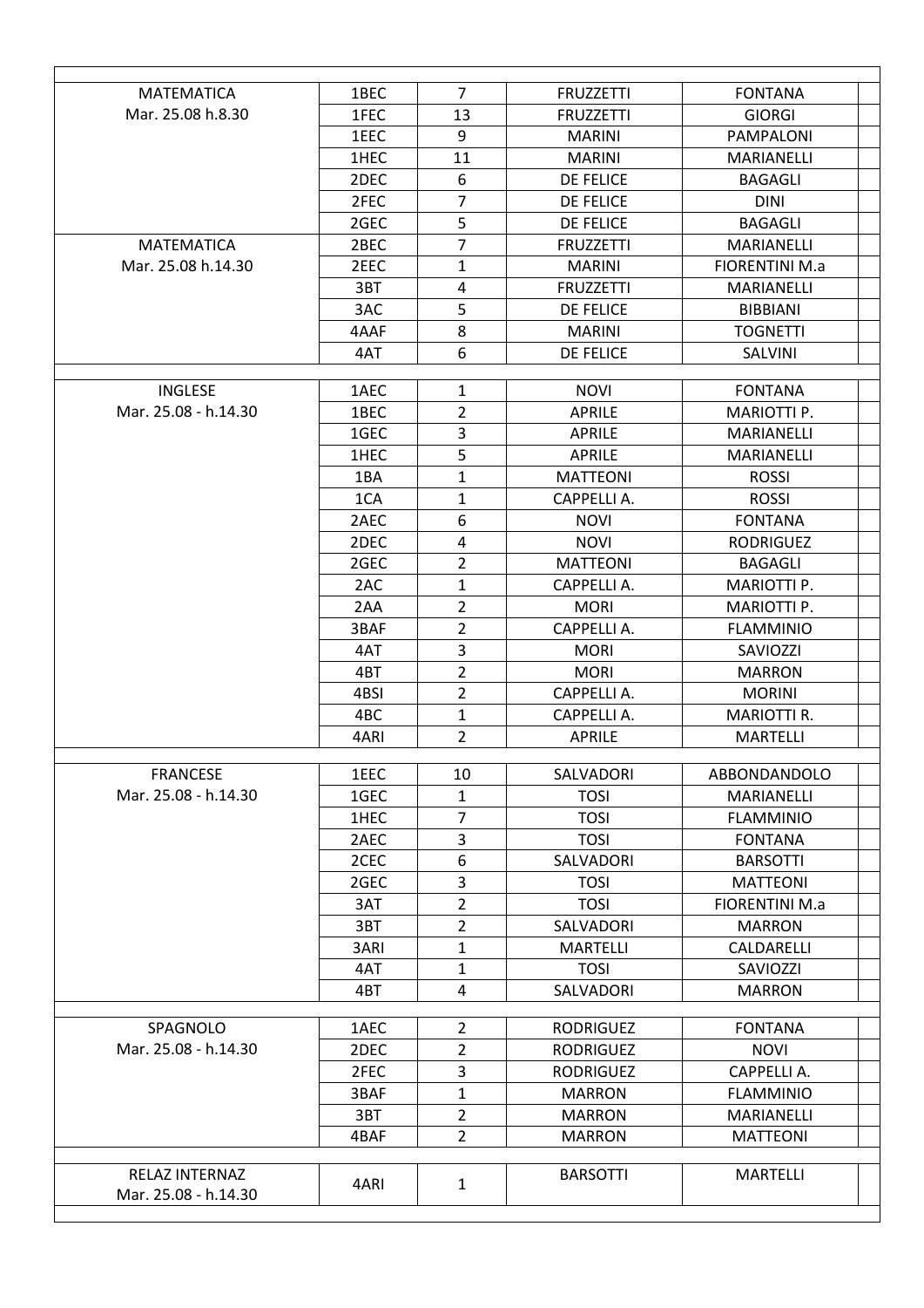| | | | | | |
|---|---|---|---|---|---|
| MATEMATICA Mar. 25.08 h.8.30 | 1BEC | 7 | FRUZZETTI | FONTANA | |
| | 1FEC | 13 | FRUZZETTI | GIORGI | |
| | 1EEC | 9 | MARINI | PAMPALONI | |
| | 1HEC | 11 | MARINI | MARIANELLI | |
| | 2DEC | 6 | DE FELICE | BAGAGLI | |
| | 2FEC | 7 | DE FELICE | DINI | |
| | 2GEC | 5 | DE FELICE | BAGAGLI | |
| MATEMATICA Mar. 25.08 h.14.30 | 2BEC | 7 | FRUZZETTI | MARIANELLI | |
| | 2EEC | 1 | MARINI | FIORENTINI M.a | |
| | 3BT | 4 | FRUZZETTI | MARIANELLI | |
| | 3AC | 5 | DE FELICE | BIBBIANI | |
| | 4AAF | 8 | MARINI | TOGNETTI | |
| | 4AT | 6 | DE FELICE | SALVINI | |
| | | | | | |
| INGLESE Mar. 25.08 - h.14.30 | 1AEC | 1 | NOVI | FONTANA | |
| | 1BEC | 2 | APRILE | MARIOTTI P. | |
| | 1GEC | 3 | APRILE | MARIANELLI | |
| | 1HEC | 5 | APRILE | MARIANELLI | |
| | 1BA | 1 | MATTEONI | ROSSI | |
| | 1CA | 1 | CAPPELLI A. | ROSSI | |
| | 2AEC | 6 | NOVI | FONTANA | |
| | 2DEC | 4 | NOVI | RODRIGUEZ | |
| | 2GEC | 2 | MATTEONI | BAGAGLI | |
| | 2AC | 1 | CAPPELLI A. | MARIOTTI P. | |
| | 2AA | 2 | MORI | MARIOTTI P. | |
| | 3BAF | 2 | CAPPELLI A. | FLAMMINIO | |
| | 4AT | 3 | MORI | SAVIOZZI | |
| | 4BT | 2 | MORI | MARRON | |
| | 4BSI | 2 | CAPPELLI A. | MORINI | |
| | 4BC | 1 | CAPPELLI A. | MARIOTTI R. | |
| | 4ARI | 2 | APRILE | MARTELLI | |
| | | | | | |
| FRANCESE Mar. 25.08 - h.14.30 | 1EEC | 10 | SALVADORI | ABBONDANDOLO | |
| | 1GEC | 1 | TOSI | MARIANELLI | |
| | 1HEC | 7 | TOSI | FLAMMINIO | |
| | 2AEC | 3 | TOSI | FONTANA | |
| | 2CEC | 6 | SALVADORI | BARSOTTI | |
| | 2GEC | 3 | TOSI | MATTEONI | |
| | 3AT | 2 | TOSI | FIORENTINI M.a | |
| | 3BT | 2 | SALVADORI | MARRON | |
| | 3ARI | 1 | MARTELLI | CALDARELLI | |
| | 4AT | 1 | TOSI | SAVIOZZI | |
| | 4BT | 4 | SALVADORI | MARRON | |
| | | | | | |
| SPAGNOLO Mar. 25.08 - h.14.30 | 1AEC | 2 | RODRIGUEZ | FONTANA | |
| | 2DEC | 2 | RODRIGUEZ | NOVI | |
| | 2FEC | 3 | RODRIGUEZ | CAPPELLI A. | |
| | 3BAF | 1 | MARRON | FLAMMINIO | |
| | 3BT | 2 | MARRON | MARIANELLI | |
| | 4BAF | 2 | MARRON | MATTEONI | |
| | | | | | |
| RELAZ INTERNAZ Mar. 25.08 - h.14.30 | 4ARI | 1 | BARSOTTI | MARTELLI | |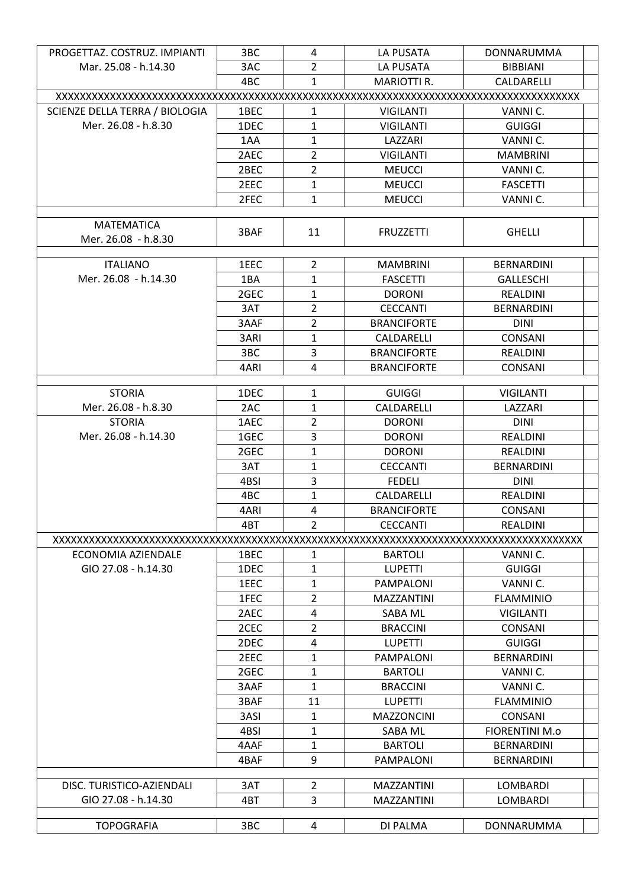| | | | | | |
|---|---|---|---|---|---|
| PROGETTAZ. COSTRUZ. IMPIANTI Mar. 25.08 - h.14.30 | 3BC | 4 | LA PUSATA | DONNARUMMA | |
| | 3AC | 2 | LA PUSATA | BIBBIANI | |
| | 4BC | 1 | MARIOTTI R. | CALDARELLI | |
| XXXXXXXXXXXXXXXXXXXXXXXXXXXXXXXXXXXXXXXXXXXXXXXXXXXXXXXXXXXXXXXXXXXXXXXXXXXXXXXX | | | | | |
| SCIENZE DELLA TERRA / BIOLOGIA Mer. 26.08 - h.8.30 | 1BEC | 1 | VIGILANTI | VANNI C. | |
| | 1DEC | 1 | VIGILANTI | GUIGGI | |
| | 1AA | 1 | LAZZARI | VANNI C. | |
| | 2AEC | 2 | VIGILANTI | MAMBRINI | |
| | 2BEC | 2 | MEUCCI | VANNI C. | |
| | 2EEC | 1 | MEUCCI | FASCETTI | |
| | 2FEC | 1 | MEUCCI | VANNI C. | |
| | | | | | |
| MATEMATICA Mer. 26.08 - h.8.30 | 3BAF | 11 | FRUZZETTI | GHELLI | |
| | | | | | |
| ITALIANO Mer. 26.08 - h.14.30 | 1EEC | 2 | MAMBRINI | BERNARDINI | |
| | 1BA | 1 | FASCETTI | GALLESCHI | |
| | 2GEC | 1 | DORONI | REALDINI | |
| | 3AT | 2 | CECCANTI | BERNARDINI | |
| | 3AAF | 2 | BRANCIFORTE | DINI | |
| | 3ARI | 1 | CALDARELLI | CONSANI | |
| | 3BC | 3 | BRANCIFORTE | REALDINI | |
| | 4ARI | 4 | BRANCIFORTE | CONSANI | |
| | | | | | |
| STORIA Mer. 26.08 - h.8.30 | 1DEC | 1 | GUIGGI | VIGILANTI | |
| | 2AC | 1 | CALDARELLI | LAZZARI | |
| STORIA Mer. 26.08 - h.14.30 | 1AEC | 2 | DORONI | DINI | |
| | 1GEC | 3 | DORONI | REALDINI | |
| | 2GEC | 1 | DORONI | REALDINI | |
| | 3AT | 1 | CECCANTI | BERNARDINI | |
| | 4BSI | 3 | FEDELI | DINI | |
| | 4BC | 1 | CALDARELLI | REALDINI | |
| | 4ARI | 4 | BRANCIFORTE | CONSANI | |
| | 4BT | 2 | CECCANTI | REALDINI | |
| XXXXXXXXXXXXXXXXXXXXXXXXXXXXXXXXXXXXXXXXXXXXXXXXXXXXXXXXXXXXXXXXXXXXXXXXXXXXXXXX | | | | | |
| ECONOMIA AZIENDALE GIO 27.08 - h.14.30 | 1BEC | 1 | BARTOLI | VANNI C. | |
| | 1DEC | 1 | LUPETTI | GUIGGI | |
| | 1EEC | 1 | PAMPALONI | VANNI C. | |
| | 1FEC | 2 | MAZZANTINI | FLAMMINIO | |
| | 2AEC | 4 | SABA ML | VIGILANTI | |
| | 2CEC | 2 | BRACCINI | CONSANI | |
| | 2DEC | 4 | LUPETTI | GUIGGI | |
| | 2EEC | 1 | PAMPALONI | BERNARDINI | |
| | 2GEC | 1 | BARTOLI | VANNI C. | |
| | 3AAF | 1 | BRACCINI | VANNI C. | |
| | 3BAF | 11 | LUPETTI | FLAMMINIO | |
| | 3ASI | 1 | MAZZONCINI | CONSANI | |
| | 4BSI | 1 | SABA ML | FIORENTINI M.o | |
| | 4AAF | 1 | BARTOLI | BERNARDINI | |
| | 4BAF | 9 | PAMPALONI | BERNARDINI | |
| | | | | | |
| DISC. TURISTICO-AZIENDALI GIO 27.08 - h.14.30 | 3AT | 2 | MAZZANTINI | LOMBARDI | |
| | 4BT | 3 | MAZZANTINI | LOMBARDI | |
| | | | | | |
| TOPOGRAFIA | 3BC | 4 | DI PALMA | DONNARUMMA | |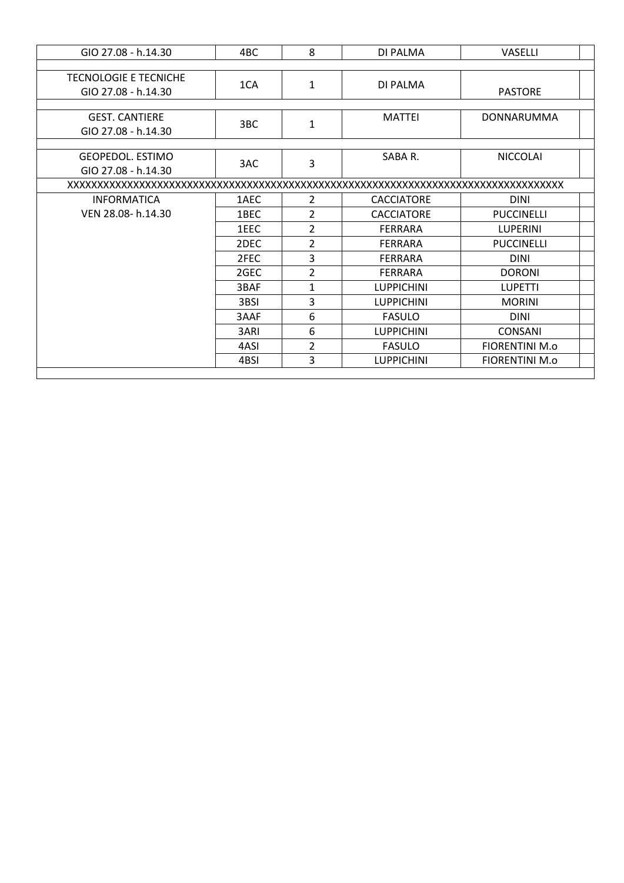| | | | | | |
|---|---|---|---|---|---|
| GIO 27.08 - h.14.30 | 4BC | 8 | DI PALMA | VASELLI | |
| | | | | | |
| TECNOLOGIE E TECNICHE<br>GIO 27.08 - h.14.30 | 1CA | 1 | DI PALMA | PASTORE | |
| | | | | | |
| GEST. CANTIERE<br>GIO 27.08 - h.14.30 | 3BC | 1 | MATTEI | DONNARUMMA | |
| | | | | | |
| GEOPEDOL. ESTIMO<br>GIO 27.08 - h.14.30 | 3AC | 3 | SABA R. | NICCOLAI | |
| XXXXXXXXXXXXXXXXXXXXXXXXXXXXXXXXXXXXXXXXXXXXXXXXXXXXXXXXXXXXXXXXXXXXXXXXXXXXXXXXX | | | | | |
| INFORMATICA<br>VEN 28.08- h.14.30 | 1AEC | 2 | CACCIATORE | DINI | |
| | 1BEC | 2 | CACCIATORE | PUCCINELLI | |
| | 1EEC | 2 | FERRARA | LUPERINI | |
| | 2DEC | 2 | FERRARA | PUCCINELLI | |
| | 2FEC | 3 | FERRARA | DINI | |
| | 2GEC | 2 | FERRARA | DORONI | |
| | 3BAF | 1 | LUPPICHINI | LUPETTI | |
| | 3BSI | 3 | LUPPICHINI | MORINI | |
| | 3AAF | 6 | FASULO | DINI | |
| | 3ARI | 6 | LUPPICHINI | CONSANI | |
| | 4ASI | 2 | FASULO | FIORENTINI M.o | |
| | 4BSI | 3 | LUPPICHINI | FIORENTINI M.o | |